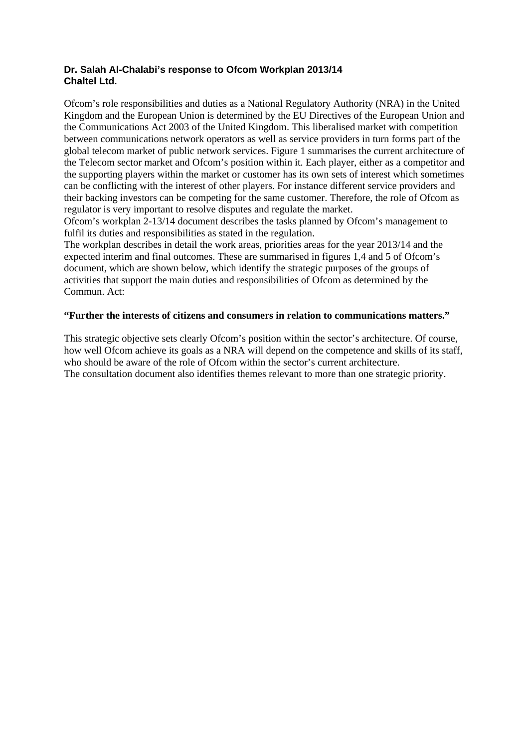**Dr. Salah Al-Chalabi's response to Ofcom Workplan 2013/14**
**Chaltel Ltd.**

Ofcom's role responsibilities and duties as a National Regulatory Authority (NRA) in the United Kingdom and the European Union is determined by the EU Directives of the European Union and the Communications Act 2003 of the United Kingdom. This liberalised market with competition between communications network operators as well as service providers in turn forms part of the global telecom market of public network services. Figure 1 summarises the current architecture of the Telecom sector market and Ofcom's position within it. Each player, either as a competitor and the supporting players within the market or customer has its own sets of interest which sometimes can be conflicting with the interest of other players. For instance different service providers and their backing investors can be competing for the same customer. Therefore, the role of Ofcom as regulator is very important to resolve disputes and regulate the market.
Ofcom's workplan 2-13/14 document describes the tasks planned by Ofcom's management to fulfil its duties and responsibilities as stated in the regulation.
The workplan describes in detail the work areas, priorities areas for the year 2013/14 and the expected interim and final outcomes. These are summarised in figures 1,4 and 5 of Ofcom's document, which are shown below, which identify the strategic purposes of the groups of activities that support the main duties and responsibilities of Ofcom as determined by the Commun. Act:

**"Further the interests of citizens and consumers in relation to communications matters."**

This strategic objective sets clearly Ofcom's position within the sector's architecture. Of course, how well Ofcom achieve its goals as a NRA will depend on the competence and skills of its staff, who should be aware of the role of Ofcom within the sector's current architecture.
The consultation document also identifies themes relevant to more than one strategic priority.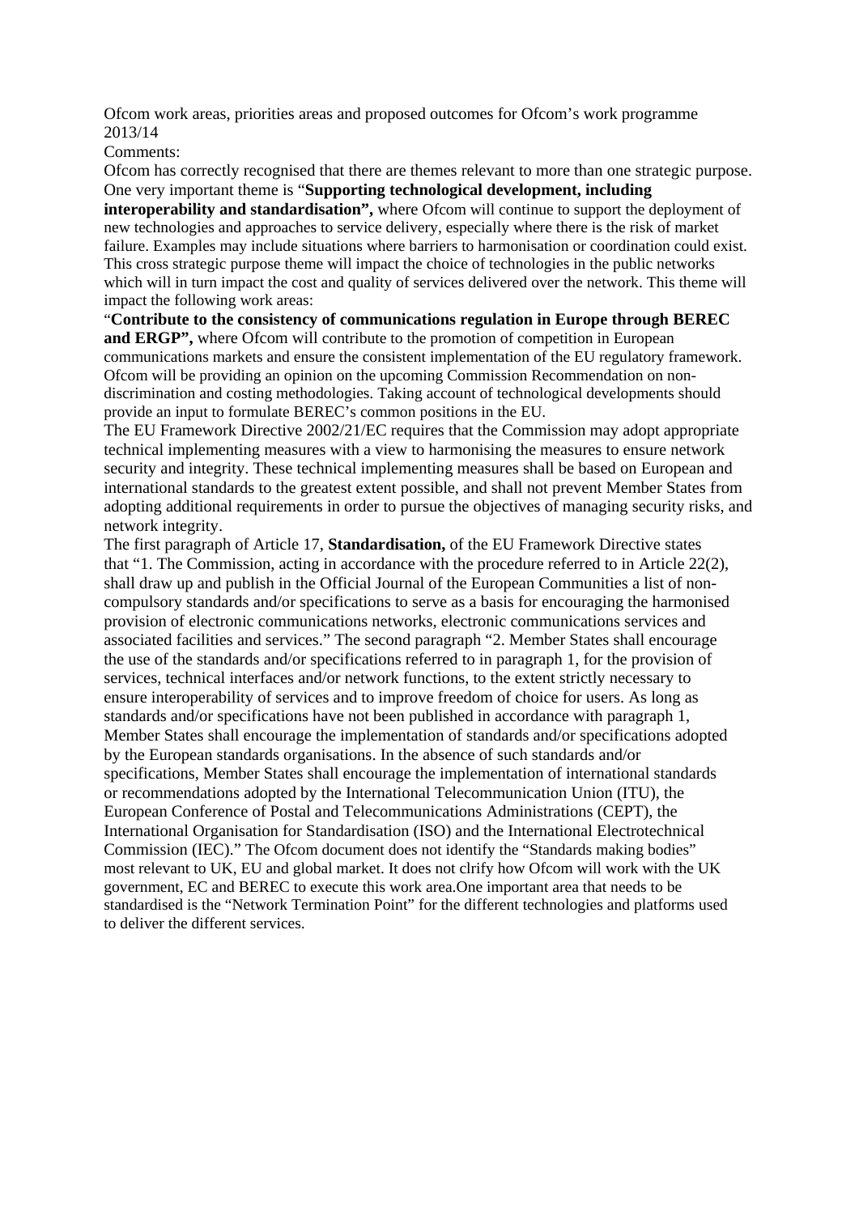Ofcom work areas, priorities areas and proposed outcomes for Ofcom's work programme 2013/14

Comments:

Ofcom has correctly recognised that there are themes relevant to more than one strategic purpose. One very important theme is "**Supporting technological development, including interoperability and standardisation",** where Ofcom will continue to support the deployment of new technologies and approaches to service delivery, especially where there is the risk of market failure. Examples may include situations where barriers to harmonisation or coordination could exist. This cross strategic purpose theme will impact the choice of technologies in the public networks which will in turn impact the cost and quality of services delivered over the network. This theme will impact the following work areas:

"**Contribute to the consistency of communications regulation in Europe through BEREC and ERGP",** where Ofcom will contribute to the promotion of competition in European communications markets and ensure the consistent implementation of the EU regulatory framework. Ofcom will be providing an opinion on the upcoming Commission Recommendation on non-discrimination and costing methodologies. Taking account of technological developments should provide an input to formulate BEREC's common positions in the EU.

The EU Framework Directive 2002/21/EC requires that the Commission may adopt appropriate technical implementing measures with a view to harmonising the measures to ensure network security and integrity. These technical implementing measures shall be based on European and international standards to the greatest extent possible, and shall not prevent Member States from adopting additional requirements in order to pursue the objectives of managing security risks, and network integrity.

The first paragraph of Article 17, **Standardisation,** of the EU Framework Directive states that "1. The Commission, acting in accordance with the procedure referred to in Article 22(2), shall draw up and publish in the Official Journal of the European Communities a list of non-compulsory standards and/or specifications to serve as a basis for encouraging the harmonised provision of electronic communications networks, electronic communications services and associated facilities and services." The second paragraph "2. Member States shall encourage the use of the standards and/or specifications referred to in paragraph 1, for the provision of services, technical interfaces and/or network functions, to the extent strictly necessary to ensure interoperability of services and to improve freedom of choice for users. As long as standards and/or specifications have not been published in accordance with paragraph 1, Member States shall encourage the implementation of standards and/or specifications adopted by the European standards organisations. In the absence of such standards and/or specifications, Member States shall encourage the implementation of international standards or recommendations adopted by the International Telecommunication Union (ITU), the European Conference of Postal and Telecommunications Administrations (CEPT), the International Organisation for Standardisation (ISO) and the International Electrotechnical Commission (IEC)." The Ofcom document does not identify the "Standards making bodies" most relevant to UK, EU and global market. It does not clrify how Ofcom will work with the UK government, EC and BEREC to execute this work area.One important area that needs to be standardised is the "Network Termination Point" for the different technologies and platforms used to deliver the different services.